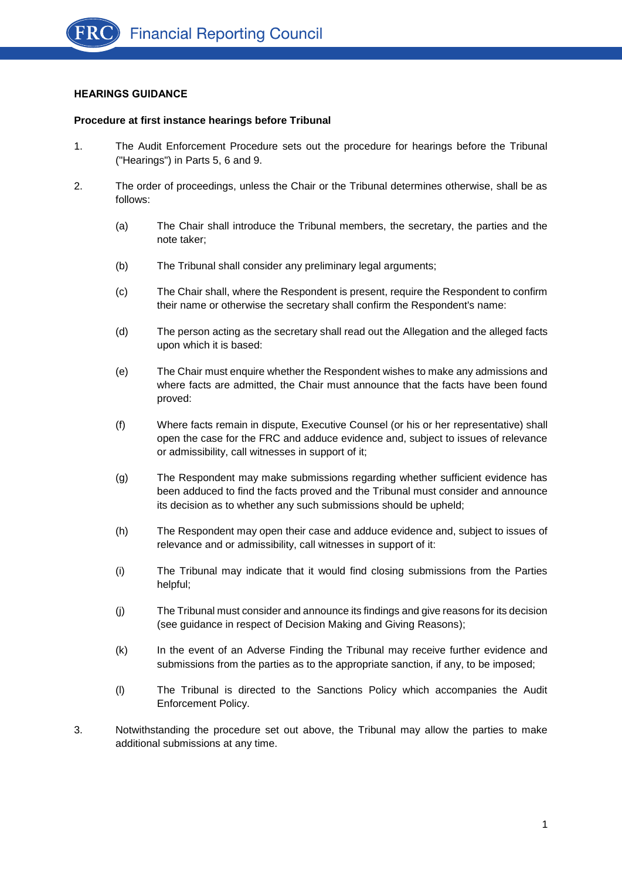**HEARINGS GUIDANCE**

**Procedure at first instance hearings before Tribunal**

1. The Audit Enforcement Procedure sets out the procedure for hearings before the Tribunal ("Hearings") in Parts 5, 6 and 9.

2. The order of proceedings, unless the Chair or the Tribunal determines otherwise, shall be as follows:

   (a) The Chair shall introduce the Tribunal members, the secretary, the parties and the note taker;

   (b) The Tribunal shall consider any preliminary legal arguments;

   (c) The Chair shall, where the Respondent is present, require the Respondent to confirm their name or otherwise the secretary shall confirm the Respondent's name:

   (d) The person acting as the secretary shall read out the Allegation and the alleged facts upon which it is based:

   (e) The Chair must enquire whether the Respondent wishes to make any admissions and where facts are admitted, the Chair must announce that the facts have been found proved:

   (f) Where facts remain in dispute, Executive Counsel (or his or her representative) shall open the case for the FRC and adduce evidence and, subject to issues of relevance or admissibility, call witnesses in support of it;

   (g) The Respondent may make submissions regarding whether sufficient evidence has been adduced to find the facts proved and the Tribunal must consider and announce its decision as to whether any such submissions should be upheld;

   (h) The Respondent may open their case and adduce evidence and, subject to issues of relevance and or admissibility, call witnesses in support of it:

   (i) The Tribunal may indicate that it would find closing submissions from the Parties helpful;

   (j) The Tribunal must consider and announce its findings and give reasons for its decision (see guidance in respect of Decision Making and Giving Reasons);

   (k) In the event of an Adverse Finding the Tribunal may receive further evidence and submissions from the parties as to the appropriate sanction, if any, to be imposed;

   (l) The Tribunal is directed to the Sanctions Policy which accompanies the Audit Enforcement Policy.

3. Notwithstanding the procedure set out above, the Tribunal may allow the parties to make additional submissions at any time.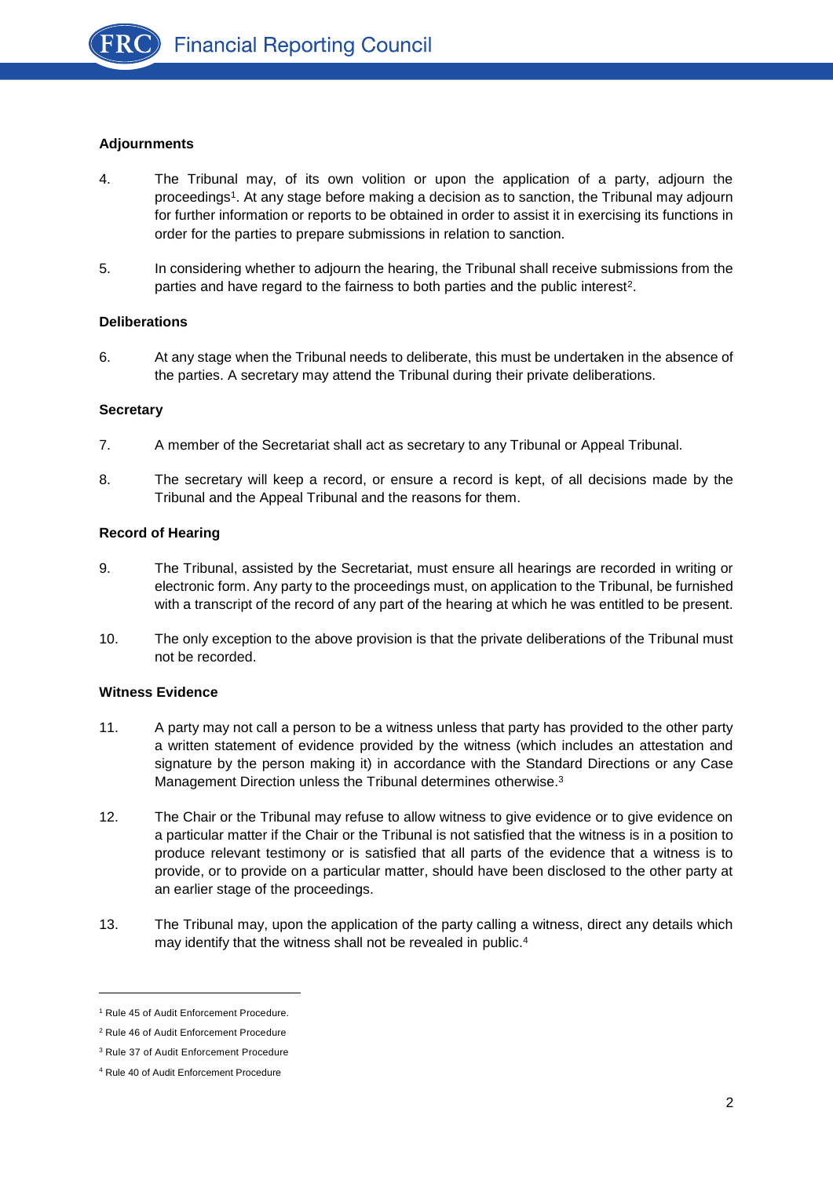**Adjournments**

4. The Tribunal may, of its own volition or upon the application of a party, adjourn the proceedings[1]. At any stage before making a decision as to sanction, the Tribunal may adjourn for further information or reports to be obtained in order to assist it in exercising its functions in order for the parties to prepare submissions in relation to sanction.

5. In considering whether to adjourn the hearing, the Tribunal shall receive submissions from the parties and have regard to the fairness to both parties and the public interest[2].

**Deliberations**

6. At any stage when the Tribunal needs to deliberate, this must be undertaken in the absence of the parties. A secretary may attend the Tribunal during their private deliberations.

**Secretary**

7. A member of the Secretariat shall act as secretary to any Tribunal or Appeal Tribunal.

8. The secretary will keep a record, or ensure a record is kept, of all decisions made by the Tribunal and the Appeal Tribunal and the reasons for them.

**Record of Hearing**

9. The Tribunal, assisted by the Secretariat, must ensure all hearings are recorded in writing or electronic form. Any party to the proceedings must, on application to the Tribunal, be furnished with a transcript of the record of any part of the hearing at which he was entitled to be present.

10. The only exception to the above provision is that the private deliberations of the Tribunal must not be recorded.

**Witness Evidence**

11. A party may not call a person to be a witness unless that party has provided to the other party a written statement of evidence provided by the witness (which includes an attestation and signature by the person making it) in accordance with the Standard Directions or any Case Management Direction unless the Tribunal determines otherwise.[3]

12. The Chair or the Tribunal may refuse to allow witness to give evidence or to give evidence on a particular matter if the Chair or the Tribunal is not satisfied that the witness is in a position to produce relevant testimony or is satisfied that all parts of the evidence that a witness is to provide, or to provide on a particular matter, should have been disclosed to the other party at an earlier stage of the proceedings.

13. The Tribunal may, upon the application of the party calling a witness, direct any details which may identify that the witness shall not be revealed in public.[4]

---

[1] Rule 45 of Audit Enforcement Procedure.

[2] Rule 46 of Audit Enforcement Procedure

[3] Rule 37 of Audit Enforcement Procedure

[4] Rule 40 of Audit Enforcement Procedure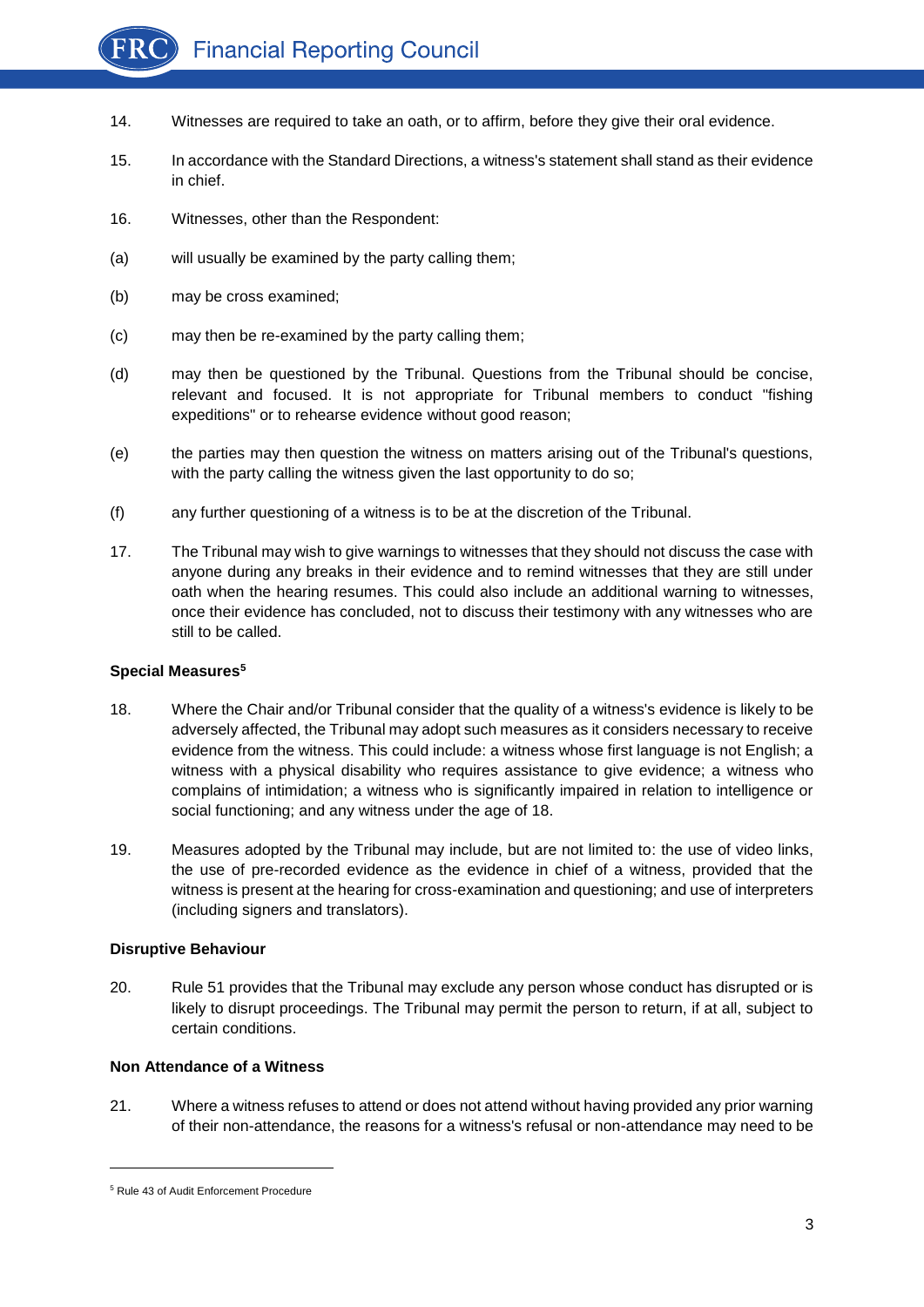14. Witnesses are required to take an oath, or to affirm, before they give their oral evidence.

15. In accordance with the Standard Directions, a witness's statement shall stand as their evidence in chief.

16. Witnesses, other than the Respondent:

(a) will usually be examined by the party calling them;

(b) may be cross examined;

(c) may then be re-examined by the party calling them;

(d) may then be questioned by the Tribunal. Questions from the Tribunal should be concise, relevant and focused. It is not appropriate for Tribunal members to conduct "fishing expeditions" or to rehearse evidence without good reason;

(e) the parties may then question the witness on matters arising out of the Tribunal's questions, with the party calling the witness given the last opportunity to do so;

(f) any further questioning of a witness is to be at the discretion of the Tribunal.

17. The Tribunal may wish to give warnings to witnesses that they should not discuss the case with anyone during any breaks in their evidence and to remind witnesses that they are still under oath when the hearing resumes. This could also include an additional warning to witnesses, once their evidence has concluded, not to discuss their testimony with any witnesses who are still to be called.

**Special Measures[5]**

18. Where the Chair and/or Tribunal consider that the quality of a witness's evidence is likely to be adversely affected, the Tribunal may adopt such measures as it considers necessary to receive evidence from the witness. This could include: a witness whose first language is not English; a witness with a physical disability who requires assistance to give evidence; a witness who complains of intimidation; a witness who is significantly impaired in relation to intelligence or social functioning; and any witness under the age of 18.

19. Measures adopted by the Tribunal may include, but are not limited to: the use of video links, the use of pre-recorded evidence as the evidence in chief of a witness, provided that the witness is present at the hearing for cross-examination and questioning; and use of interpreters (including signers and translators).

**Disruptive Behaviour**

20. Rule 51 provides that the Tribunal may exclude any person whose conduct has disrupted or is likely to disrupt proceedings. The Tribunal may permit the person to return, if at all, subject to certain conditions.

**Non Attendance of a Witness**

21. Where a witness refuses to attend or does not attend without having provided any prior warning of their non-attendance, the reasons for a witness's refusal or non-attendance may need to be

[5] Rule 43 of Audit Enforcement Procedure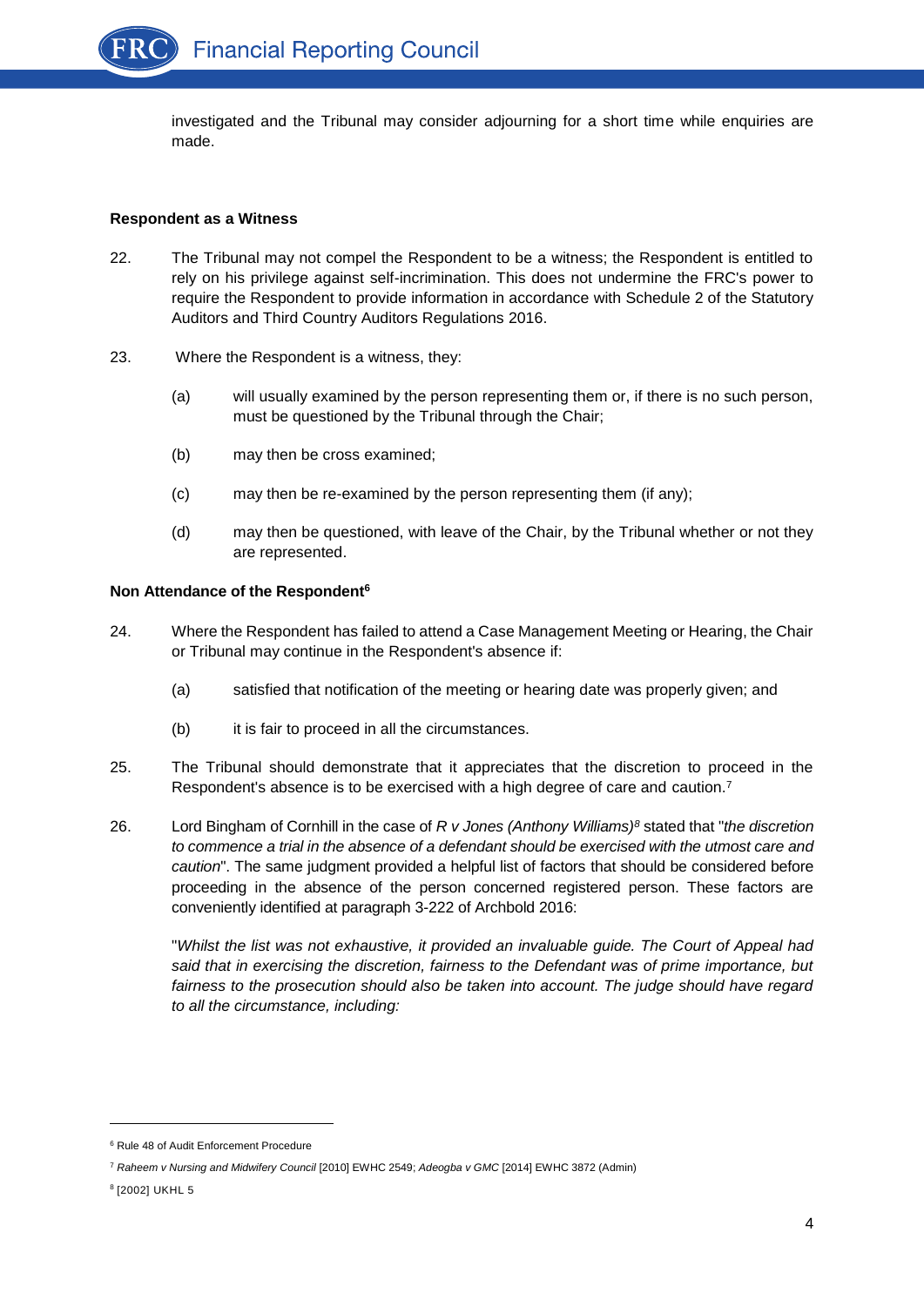investigated and the Tribunal may consider adjourning for a short time while enquiries are made.

**Respondent as a Witness**

22. The Tribunal may not compel the Respondent to be a witness; the Respondent is entitled to rely on his privilege against self-incrimination. This does not undermine the FRC's power to require the Respondent to provide information in accordance with Schedule 2 of the Statutory Auditors and Third Country Auditors Regulations 2016.

23. Where the Respondent is a witness, they:

   (a) will usually examined by the person representing them or, if there is no such person, must be questioned by the Tribunal through the Chair;

   (b) may then be cross examined;

   (c) may then be re-examined by the person representing them (if any);

   (d) may then be questioned, with leave of the Chair, by the Tribunal whether or not they are represented.

**Non Attendance of the Respondent[6]**

24. Where the Respondent has failed to attend a Case Management Meeting or Hearing, the Chair or Tribunal may continue in the Respondent's absence if:

   (a) satisfied that notification of the meeting or hearing date was properly given; and

   (b) it is fair to proceed in all the circumstances.

25. The Tribunal should demonstrate that it appreciates that the discretion to proceed in the Respondent's absence is to be exercised with a high degree of care and caution.[7]

26. Lord Bingham of Cornhill in the case of *R v Jones (Anthony Williams)*[8] stated that "*the discretion to commence a trial in the absence of a defendant should be exercised with the utmost care and caution*". The same judgment provided a helpful list of factors that should be considered before proceeding in the absence of the person concerned registered person. These factors are conveniently identified at paragraph 3-222 of Archbold 2016:

   "*Whilst the list was not exhaustive, it provided an invaluable guide. The Court of Appeal had said that in exercising the discretion, fairness to the Defendant was of prime importance, but fairness to the prosecution should also be taken into account. The judge should have regard to all the circumstance, including:*

---

[6] Rule 48 of Audit Enforcement Procedure

[7] *Raheem v Nursing and Midwifery Council* [2010] EWHC 2549; *Adeogba v GMC* [2014] EWHC 3872 (Admin)

[8] [2002] UKHL 5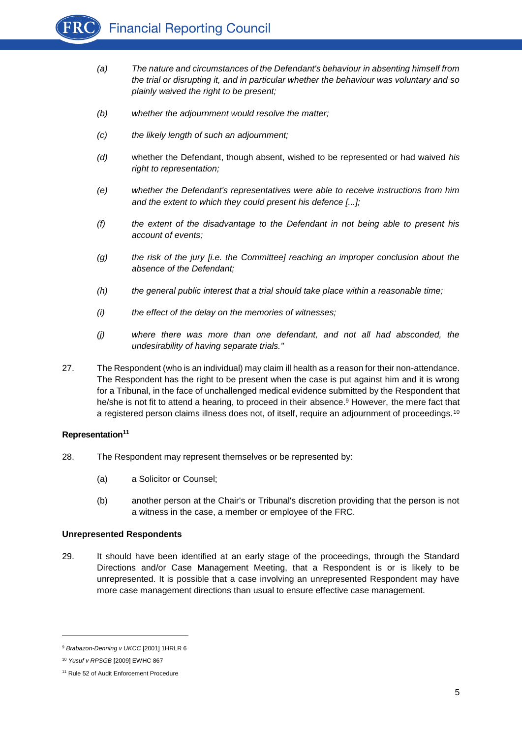> (a) *The nature and circumstances of the Defendant's behaviour in absenting himself from the trial or disrupting it, and in particular whether the behaviour was voluntary and so plainly waived the right to be present;*
>
> (b) *whether the adjournment would resolve the matter;*
>
> (c) *the likely length of such an adjournment;*
>
> (d) whether the Defendant, though absent, wished to be represented or had waived *his right to representation;*
>
> (e) *whether the Defendant's representatives were able to receive instructions from him and the extent to which they could present his defence [...];*
>
> (f) *the extent of the disadvantage to the Defendant in not being able to present his account of events;*
>
> (g) *the risk of the jury [i.e. the Committee] reaching an improper conclusion about the absence of the Defendant;*
>
> (h) *the general public interest that a trial should take place within a reasonable time;*
>
> (i) *the effect of the delay on the memories of witnesses;*
>
> (j) *where there was more than one defendant, and not all had absconded, the undesirability of having separate trials."*

27. The Respondent (who is an individual) may claim ill health as a reason for their non-attendance. The Respondent has the right to be present when the case is put against him and it is wrong for a Tribunal, in the face of unchallenged medical evidence submitted by the Respondent that he/she is not fit to attend a hearing, to proceed in their absence.[9] However, the mere fact that a registered person claims illness does not, of itself, require an adjournment of proceedings.[10]

**Representation[11]**

28. The Respondent may represent themselves or be represented by:

    (a) a Solicitor or Counsel;

    (b) another person at the Chair's or Tribunal's discretion providing that the person is not a witness in the case, a member or employee of the FRC.

**Unrepresented Respondents**

29. It should have been identified at an early stage of the proceedings, through the Standard Directions and/or Case Management Meeting, that a Respondent is or is likely to be unrepresented. It is possible that a case involving an unrepresented Respondent may have more case management directions than usual to ensure effective case management.

---

[9] *Brabazon-Denning v UKCC* [2001] 1HRLR 6

[10] *Yusuf v RPSGB* [2009] EWHC 867

[11] Rule 52 of Audit Enforcement Procedure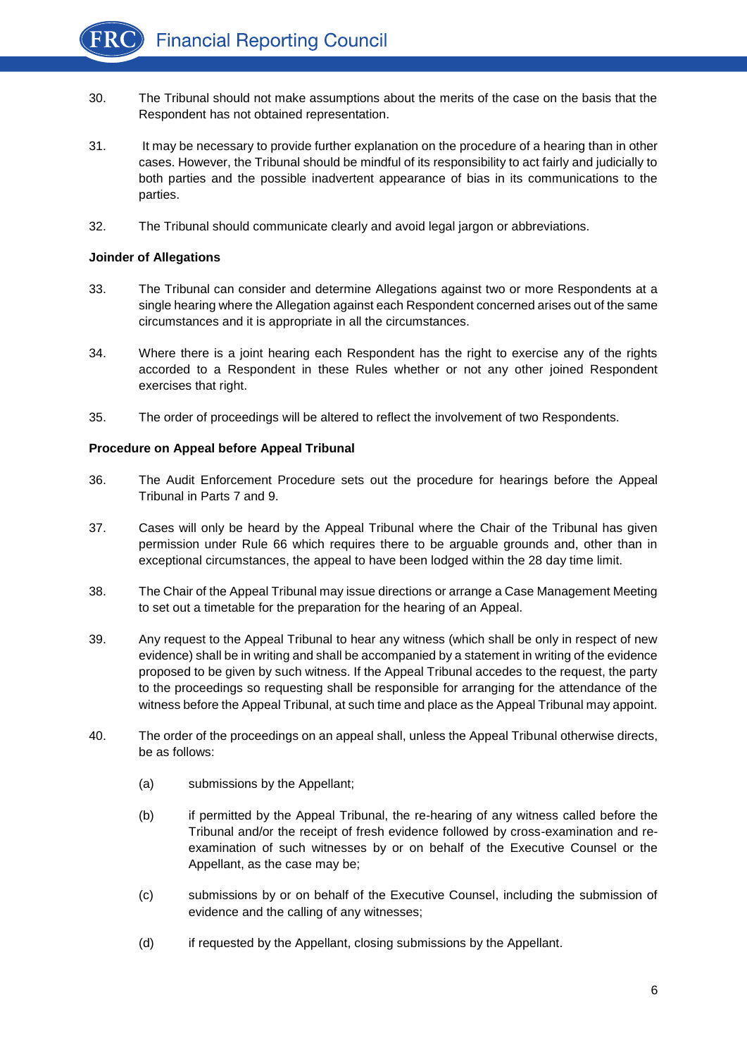30. The Tribunal should not make assumptions about the merits of the case on the basis that the Respondent has not obtained representation.

31. It may be necessary to provide further explanation on the procedure of a hearing than in other cases. However, the Tribunal should be mindful of its responsibility to act fairly and judicially to both parties and the possible inadvertent appearance of bias in its communications to the parties.

32. The Tribunal should communicate clearly and avoid legal jargon or abbreviations.

**Joinder of Allegations**

33. The Tribunal can consider and determine Allegations against two or more Respondents at a single hearing where the Allegation against each Respondent concerned arises out of the same circumstances and it is appropriate in all the circumstances.

34. Where there is a joint hearing each Respondent has the right to exercise any of the rights accorded to a Respondent in these Rules whether or not any other joined Respondent exercises that right.

35. The order of proceedings will be altered to reflect the involvement of two Respondents.

**Procedure on Appeal before Appeal Tribunal**

36. The Audit Enforcement Procedure sets out the procedure for hearings before the Appeal Tribunal in Parts 7 and 9.

37. Cases will only be heard by the Appeal Tribunal where the Chair of the Tribunal has given permission under Rule 66 which requires there to be arguable grounds and, other than in exceptional circumstances, the appeal to have been lodged within the 28 day time limit.

38. The Chair of the Appeal Tribunal may issue directions or arrange a Case Management Meeting to set out a timetable for the preparation for the hearing of an Appeal.

39. Any request to the Appeal Tribunal to hear any witness (which shall be only in respect of new evidence) shall be in writing and shall be accompanied by a statement in writing of the evidence proposed to be given by such witness. If the Appeal Tribunal accedes to the request, the party to the proceedings so requesting shall be responsible for arranging for the attendance of the witness before the Appeal Tribunal, at such time and place as the Appeal Tribunal may appoint.

40. The order of the proceedings on an appeal shall, unless the Appeal Tribunal otherwise directs, be as follows:

    (a) submissions by the Appellant;

    (b) if permitted by the Appeal Tribunal, the re-hearing of any witness called before the Tribunal and/or the receipt of fresh evidence followed by cross-examination and re-examination of such witnesses by or on behalf of the Executive Counsel or the Appellant, as the case may be;

    (c) submissions by or on behalf of the Executive Counsel, including the submission of evidence and the calling of any witnesses;

    (d) if requested by the Appellant, closing submissions by the Appellant.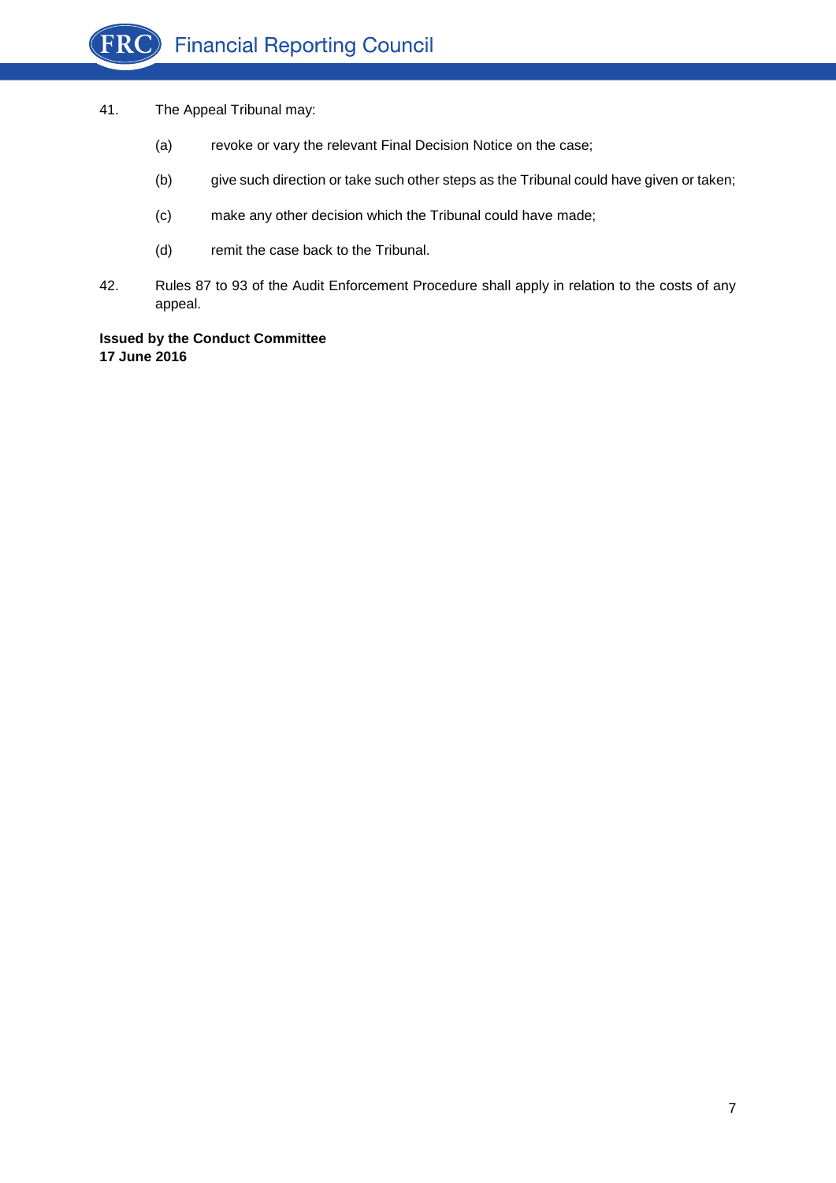41. The Appeal Tribunal may:

    (a) revoke or vary the relevant Final Decision Notice on the case;

    (b) give such direction or take such other steps as the Tribunal could have given or taken;

    (c) make any other decision which the Tribunal could have made;

    (d) remit the case back to the Tribunal.

42. Rules 87 to 93 of the Audit Enforcement Procedure shall apply in relation to the costs of any appeal.

**Issued by the Conduct Committee**
**17 June 2016**